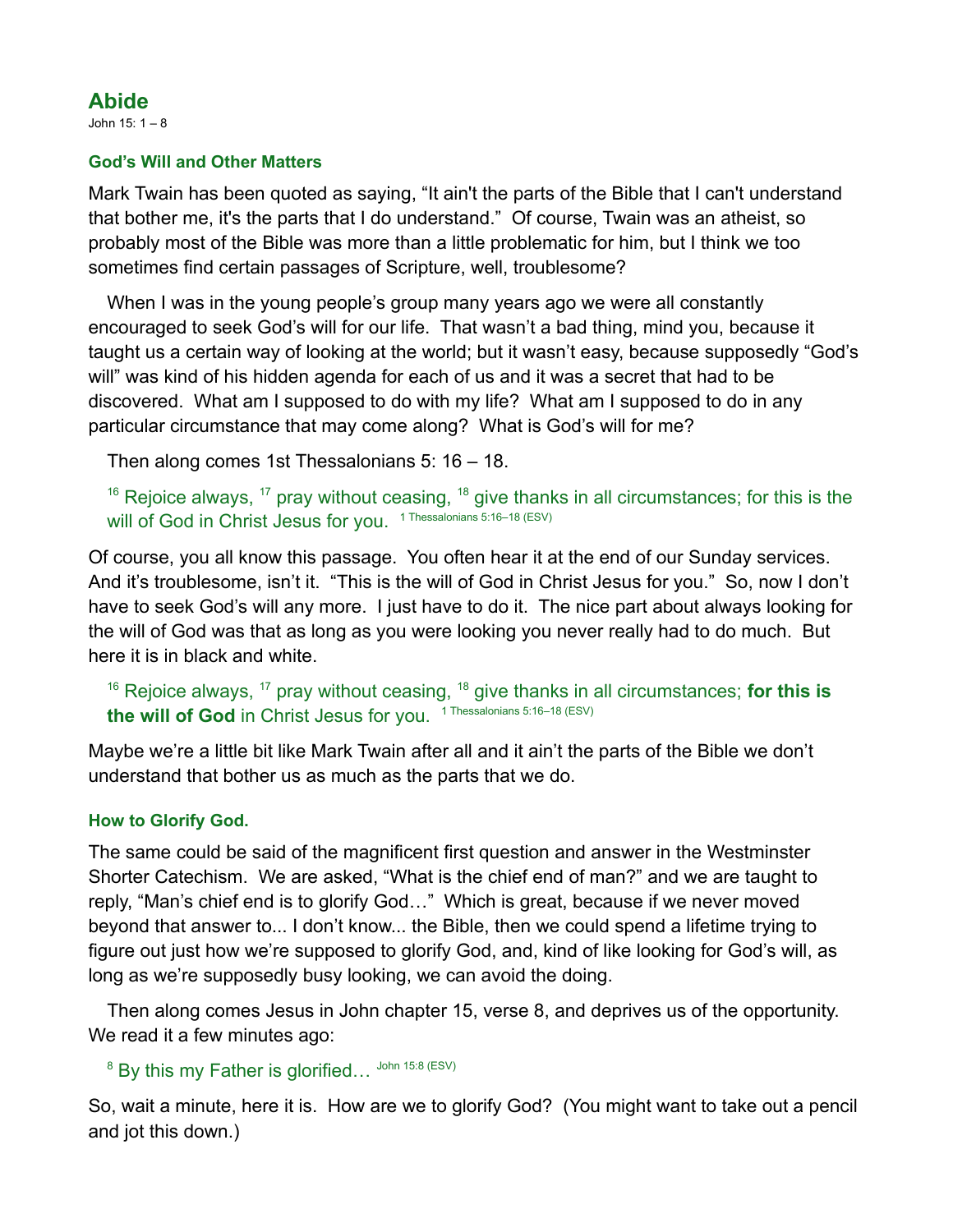# Abide

John 15: 1 – 8

### God's Will and Other Matters

Mark Twain has been quoted as saying, "It ain't the parts of the Bible that I can't understand that bother me, it's the parts that I do understand." Of course, Twain was an atheist, so probably most of the Bible was more than a little problematic for him, but I think we too sometimes find certain passages of Scripture, well, troublesome?

When I was in the young people's group many years ago we were all constantly encouraged to seek God's will for our life. That wasn't a bad thing, mind you, because it taught us a certain way of looking at the world; but it wasn't easy, because supposedly "God's will" was kind of his hidden agenda for each of us and it was a secret that had to be discovered. What am I supposed to do with my life? What am I supposed to do in any particular circumstance that may come along? What is God's will for me?

Then along comes 1st Thessalonians 5: 16 – 18.

> [16] Rejoice always, [17] pray without ceasing, [18] give thanks in all circumstances; for this is the will of God in Christ Jesus for you. 1 Thessalonians 5:16–18 (ESV)

Of course, you all know this passage. You often hear it at the end of our Sunday services. And it's troublesome, isn't it. "This is the will of God in Christ Jesus for you." So, now I don't have to seek God's will any more. I just have to do it. The nice part about always looking for the will of God was that as long as you were looking you never really had to do much. But here it is in black and white.

> [16] Rejoice always, [17] pray without ceasing, [18] give thanks in all circumstances; **for this is the will of God** in Christ Jesus for you. 1 Thessalonians 5:16–18 (ESV)

Maybe we're a little bit like Mark Twain after all and it ain't the parts of the Bible we don't understand that bother us as much as the parts that we do.

### How to Glorify God.

The same could be said of the magnificent first question and answer in the Westminster Shorter Catechism. We are asked, "What is the chief end of man?" and we are taught to reply, "Man's chief end is to glorify God…" Which is great, because if we never moved beyond that answer to... I don't know... the Bible, then we could spend a lifetime trying to figure out just how we're supposed to glorify God, and, kind of like looking for God's will, as long as we're supposedly busy looking, we can avoid the doing.

Then along comes Jesus in John chapter 15, verse 8, and deprives us of the opportunity. We read it a few minutes ago:

> [8] By this my Father is glorified… John 15:8 (ESV)

So, wait a minute, here it is. How are we to glorify God? (You might want to take out a pencil and jot this down.)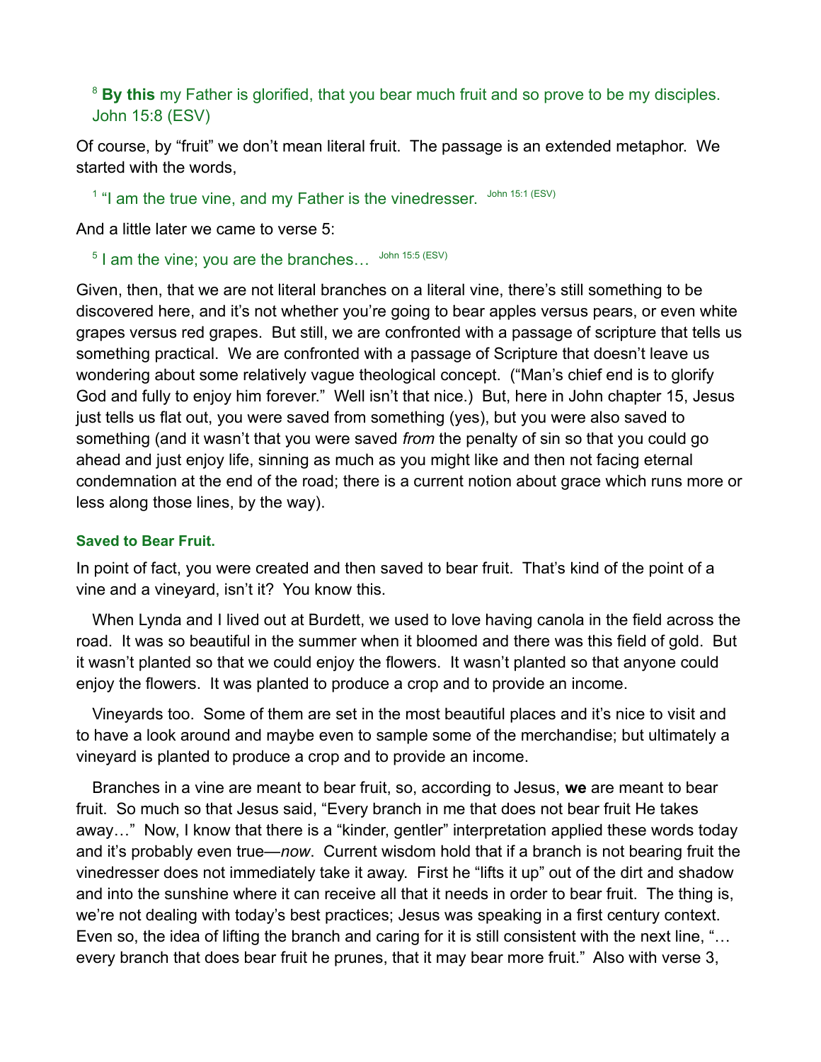[8] **By this** my Father is glorified, that you bear much fruit and so prove to be my disciples. John 15:8 (ESV)

Of course, by "fruit" we don't mean literal fruit. The passage is an extended metaphor. We started with the words,

[1] "I am the true vine, and my Father is the vinedresser. John 15:1 (ESV)

And a little later we came to verse 5:

[5] I am the vine; you are the branches… John 15:5 (ESV)

Given, then, that we are not literal branches on a literal vine, there's still something to be discovered here, and it's not whether you're going to bear apples versus pears, or even white grapes versus red grapes. But still, we are confronted with a passage of scripture that tells us something practical. We are confronted with a passage of Scripture that doesn't leave us wondering about some relatively vague theological concept. ("Man's chief end is to glorify God and fully to enjoy him forever." Well isn't that nice.) But, here in John chapter 15, Jesus just tells us flat out, you were saved from something (yes), but you were also saved to something (and it wasn't that you were saved *from* the penalty of sin so that you could go ahead and just enjoy life, sinning as much as you might like and then not facing eternal condemnation at the end of the road; there is a current notion about grace which runs more or less along those lines, by the way).

### Saved to Bear Fruit.

In point of fact, you were created and then saved to bear fruit. That's kind of the point of a vine and a vineyard, isn't it? You know this.

When Lynda and I lived out at Burdett, we used to love having canola in the field across the road. It was so beautiful in the summer when it bloomed and there was this field of gold. But it wasn't planted so that we could enjoy the flowers. It wasn't planted so that anyone could enjoy the flowers. It was planted to produce a crop and to provide an income.

Vineyards too. Some of them are set in the most beautiful places and it's nice to visit and to have a look around and maybe even to sample some of the merchandise; but ultimately a vineyard is planted to produce a crop and to provide an income.

Branches in a vine are meant to bear fruit, so, according to Jesus, **we** are meant to bear fruit. So much so that Jesus said, "Every branch in me that does not bear fruit He takes away…" Now, I know that there is a "kinder, gentler" interpretation applied these words today and it's probably even true—*now*. Current wisdom hold that if a branch is not bearing fruit the vinedresser does not immediately take it away. First he "lifts it up" out of the dirt and shadow and into the sunshine where it can receive all that it needs in order to bear fruit. The thing is, we're not dealing with today's best practices; Jesus was speaking in a first century context. Even so, the idea of lifting the branch and caring for it is still consistent with the next line, "…every branch that does bear fruit he prunes, that it may bear more fruit." Also with verse 3,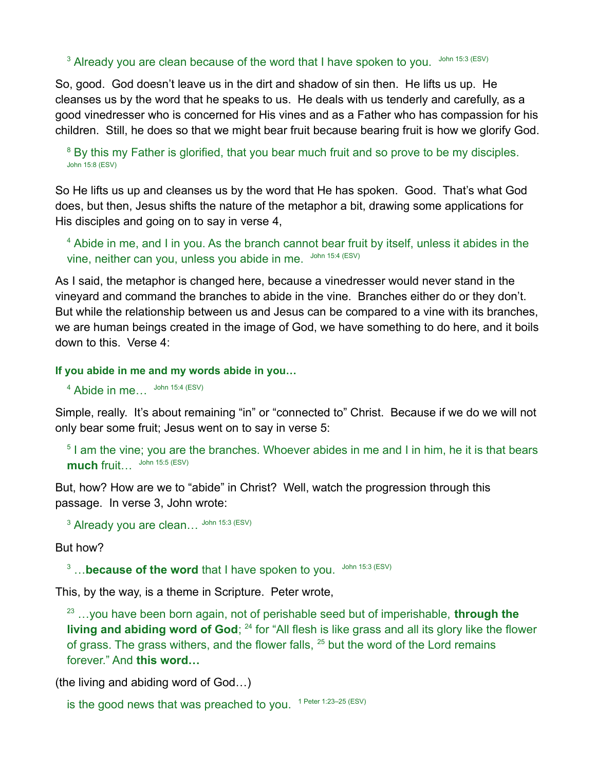> [3] Already you are clean because of the word that I have spoken to you. John 15:3 (ESV)

So, good. God doesn't leave us in the dirt and shadow of sin then. He lifts us up. He cleanses us by the word that he speaks to us. He deals with us tenderly and carefully, as a good vinedresser who is concerned for His vines and as a Father who has compassion for his children. Still, he does so that we might bear fruit because bearing fruit is how we glorify God.

> [8] By this my Father is glorified, that you bear much fruit and so prove to be my disciples. John 15:8 (ESV)

So He lifts us up and cleanses us by the word that He has spoken. Good. That's what God does, but then, Jesus shifts the nature of the metaphor a bit, drawing some applications for His disciples and going on to say in verse 4,

> [4] Abide in me, and I in you. As the branch cannot bear fruit by itself, unless it abides in the vine, neither can you, unless you abide in me. John 15:4 (ESV)

As I said, the metaphor is changed here, because a vinedresser would never stand in the vineyard and command the branches to abide in the vine. Branches either do or they don't. But while the relationship between us and Jesus can be compared to a vine with its branches, we are human beings created in the image of God, we have something to do here, and it boils down to this. Verse 4:

### If you abide in me and my words abide in you…

> [4] Abide in me… John 15:4 (ESV)

Simple, really. It's about remaining "in" or "connected to" Christ. Because if we do we will not only bear some fruit; Jesus went on to say in verse 5:

> [5] I am the vine; you are the branches. Whoever abides in me and I in him, he it is that bears **much** fruit… John 15:5 (ESV)

But, how? How are we to "abide" in Christ? Well, watch the progression through this passage. In verse 3, John wrote:

> [3] Already you are clean… John 15:3 (ESV)

But how?

> [3] …**because of the word** that I have spoken to you. John 15:3 (ESV)

This, by the way, is a theme in Scripture. Peter wrote,

> [23] …you have been born again, not of perishable seed but of imperishable, **through the living and abiding word of God**; [24] for "All flesh is like grass and all its glory like the flower of grass. The grass withers, and the flower falls, [25] but the word of the Lord remains forever." And **this word…**

(the living and abiding word of God…)

> is the good news that was preached to you. 1 Peter 1:23–25 (ESV)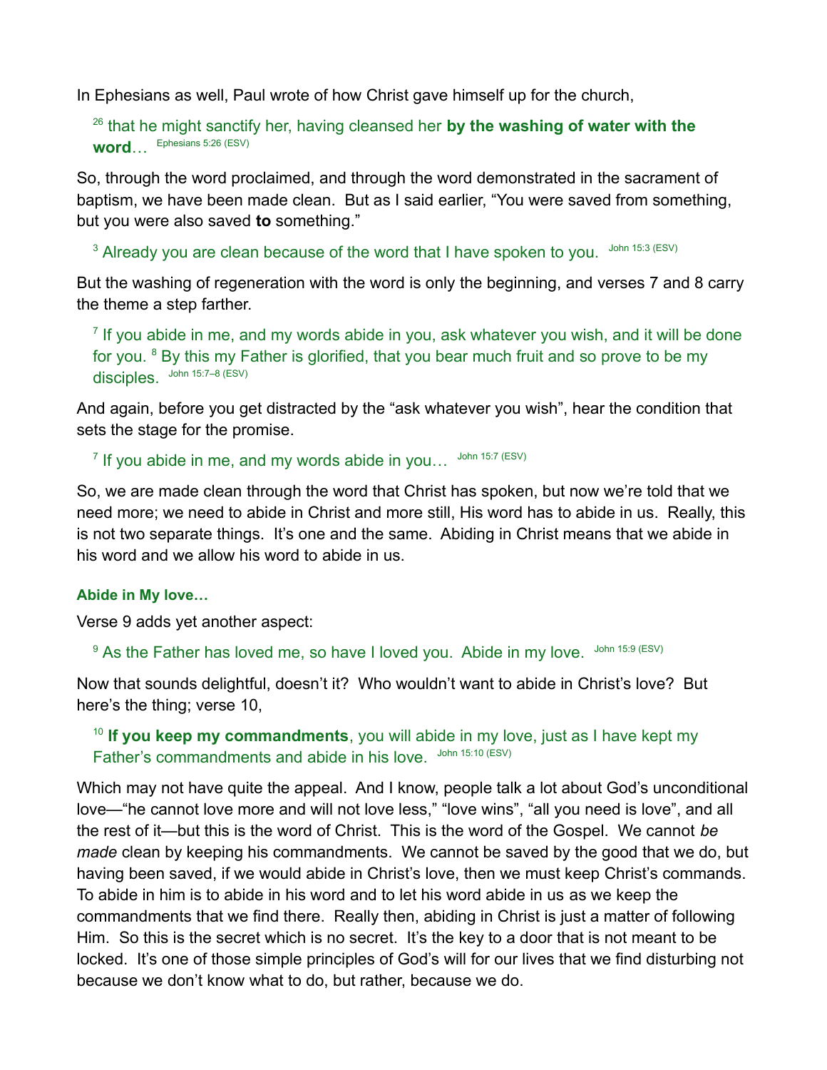In Ephesians as well, Paul wrote of how Christ gave himself up for the church,

> [26] that he might sanctify her, having cleansed her **by the washing of water with the word**… Ephesians 5:26 (ESV)

So, through the word proclaimed, and through the word demonstrated in the sacrament of baptism, we have been made clean. But as I said earlier, "You were saved from something, but you were also saved **to** something."

> [3] Already you are clean because of the word that I have spoken to you. John 15:3 (ESV)

But the washing of regeneration with the word is only the beginning, and verses 7 and 8 carry the theme a step farther.

> [7] If you abide in me, and my words abide in you, ask whatever you wish, and it will be done for you. [8] By this my Father is glorified, that you bear much fruit and so prove to be my disciples. John 15:7–8 (ESV)

And again, before you get distracted by the "ask whatever you wish", hear the condition that sets the stage for the promise.

> [7] If you abide in me, and my words abide in you… John 15:7 (ESV)

So, we are made clean through the word that Christ has spoken, but now we're told that we need more; we need to abide in Christ and more still, His word has to abide in us. Really, this is not two separate things. It's one and the same. Abiding in Christ means that we abide in his word and we allow his word to abide in us.

### Abide in My love…

Verse 9 adds yet another aspect:

> [9] As the Father has loved me, so have I loved you. Abide in my love. John 15:9 (ESV)

Now that sounds delightful, doesn't it? Who wouldn't want to abide in Christ's love? But here's the thing; verse 10,

> [10] **If you keep my commandments**, you will abide in my love, just as I have kept my Father's commandments and abide in his love. John 15:10 (ESV)

Which may not have quite the appeal. And I know, people talk a lot about God's unconditional love—"he cannot love more and will not love less," "love wins", "all you need is love", and all the rest of it—but this is the word of Christ. This is the word of the Gospel. We cannot *be made* clean by keeping his commandments. We cannot be saved by the good that we do, but having been saved, if we would abide in Christ's love, then we must keep Christ's commands. To abide in him is to abide in his word and to let his word abide in us as we keep the commandments that we find there. Really then, abiding in Christ is just a matter of following Him. So this is the secret which is no secret. It's the key to a door that is not meant to be locked. It's one of those simple principles of God's will for our lives that we find disturbing not because we don't know what to do, but rather, because we do.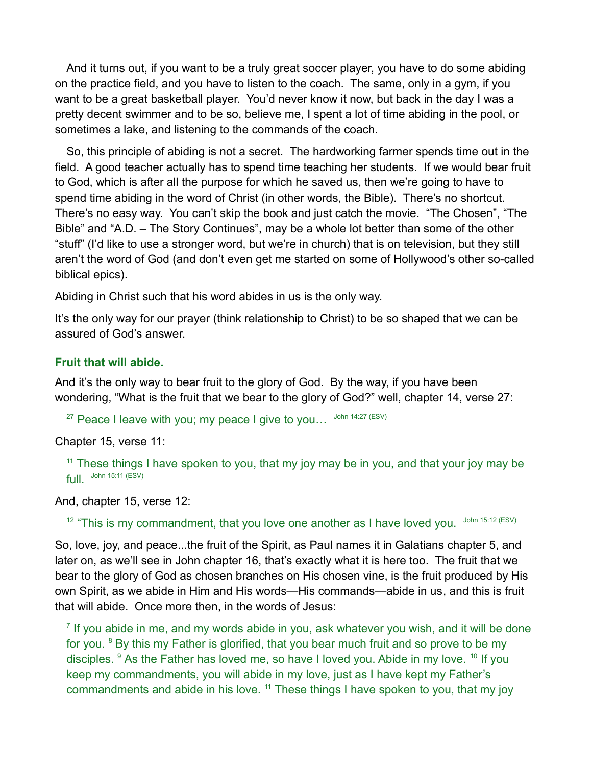And it turns out, if you want to be a truly great soccer player, you have to do some abiding on the practice field, and you have to listen to the coach. The same, only in a gym, if you want to be a great basketball player. You'd never know it now, but back in the day I was a pretty decent swimmer and to be so, believe me, I spent a lot of time abiding in the pool, or sometimes a lake, and listening to the commands of the coach.

So, this principle of abiding is not a secret. The hardworking farmer spends time out in the field. A good teacher actually has to spend time teaching her students. If we would bear fruit to God, which is after all the purpose for which he saved us, then we're going to have to spend time abiding in the word of Christ (in other words, the Bible). There's no shortcut. There's no easy way. You can't skip the book and just catch the movie. "The Chosen", "The Bible" and "A.D. – The Story Continues", may be a whole lot better than some of the other "stuff" (I'd like to use a stronger word, but we're in church) that is on television, but they still aren't the word of God (and don't even get me started on some of Hollywood's other so-called biblical epics).

Abiding in Christ such that his word abides in us is the only way.

It's the only way for our prayer (think relationship to Christ) to be so shaped that we can be assured of God's answer.

### Fruit that will abide.

And it's the only way to bear fruit to the glory of God. By the way, if you have been wondering, "What is the fruit that we bear to the glory of God?" well, chapter 14, verse 27:

> [27] Peace I leave with you; my peace I give to you… John 14:27 (ESV)

Chapter 15, verse 11:

> [11] These things I have spoken to you, that my joy may be in you, and that your joy may be full. John 15:11 (ESV)

And, chapter 15, verse 12:

> [12] "This is my commandment, that you love one another as I have loved you. John 15:12 (ESV)

So, love, joy, and peace...the fruit of the Spirit, as Paul names it in Galatians chapter 5, and later on, as we'll see in John chapter 16, that's exactly what it is here too. The fruit that we bear to the glory of God as chosen branches on His chosen vine, is the fruit produced by His own Spirit, as we abide in Him and His words—His commands—abide in us, and this is fruit that will abide. Once more then, in the words of Jesus:

> [7] If you abide in me, and my words abide in you, ask whatever you wish, and it will be done for you. [8] By this my Father is glorified, that you bear much fruit and so prove to be my disciples. [9] As the Father has loved me, so have I loved you. Abide in my love. [10] If you keep my commandments, you will abide in my love, just as I have kept my Father's commandments and abide in his love. [11] These things I have spoken to you, that my joy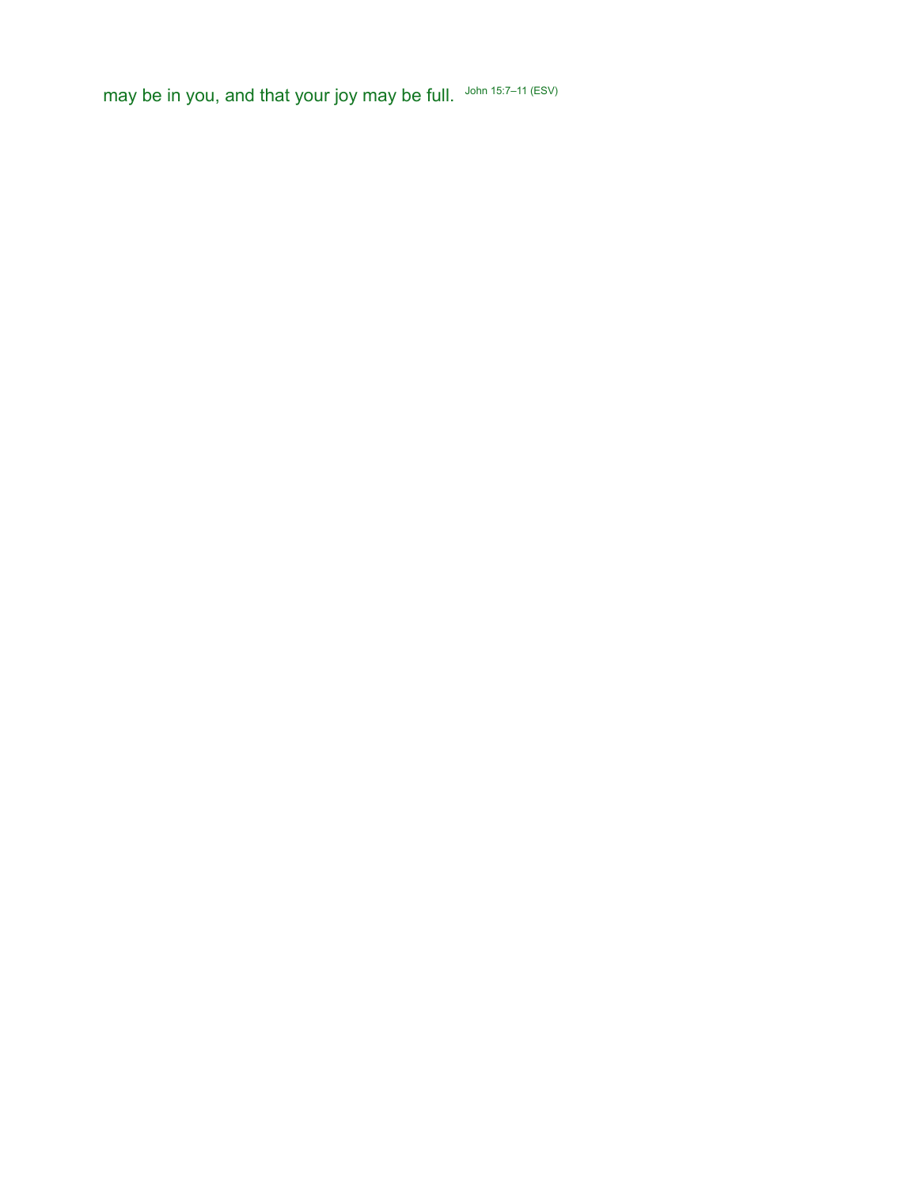may be in you, and that your joy may be full. John 15:7–11 (ESV)